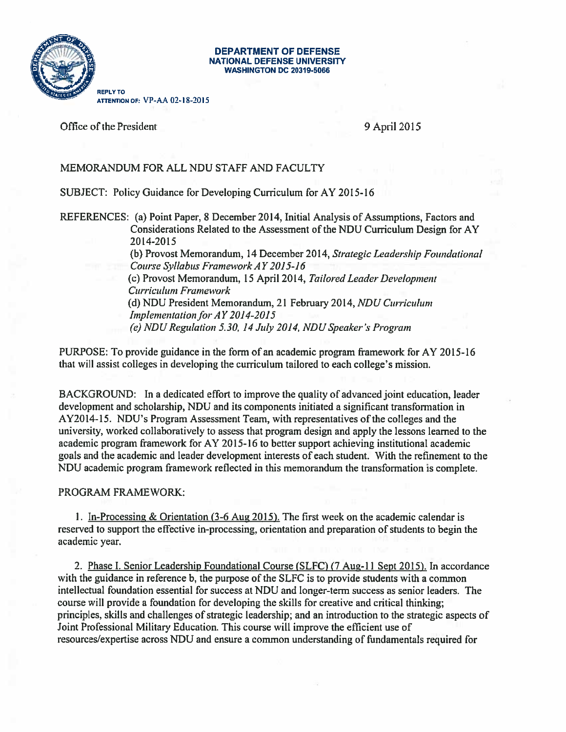**DEPARTMENT OF DEFENSE**
**NATIONAL DEFENSE UNIVERSITY**
**WASHINGTON DC 20319-5066**

REPLY TO
ATTENTION OF: VP-AA 02-18-2015

Office of the President

9 April 2015

MEMORANDUM FOR ALL NDU STAFF AND FACULTY

SUBJECT: Policy Guidance for Developing Curriculum for AY 2015-16

REFERENCES: (a) Point Paper, 8 December 2014, Initial Analysis of Assumptions, Factors and Considerations Related to the Assessment of the NDU Curriculum Design for AY 2014-2015

(b) Provost Memorandum, 14 December 2014, *Strategic Leadership Foundational Course Syllabus Framework AY 2015-16*

(c) Provost Memorandum, 15 April 2014, *Tailored Leader Development Curriculum Framework*

(d) NDU President Memorandum, 21 February 2014, *NDU Curriculum Implementation for AY 2014-2015*

*(e) NDU Regulation 5.30, 14 July 2014, NDU Speaker's Program*

PURPOSE: To provide guidance in the form of an academic program framework for AY 2015-16 that will assist colleges in developing the curriculum tailored to each college's mission.

BACKGROUND: In a dedicated effort to improve the quality of advanced joint education, leader development and scholarship, NDU and its components initiated a significant transformation in AY2014-15. NDU's Program Assessment Team, with representatives of the colleges and the university, worked collaboratively to assess that program design and apply the lessons learned to the academic program framework for AY 2015-16 to better support achieving institutional academic goals and the academic and leader development interests of each student. With the refinement to the NDU academic program framework reflected in this memorandum the transformation is complete.

PROGRAM FRAMEWORK:

1. <u>In-Processing & Orientation (3-6 Aug 2015).</u> The first week on the academic calendar is reserved to support the effective in-processing, orientation and preparation of students to begin the academic year.

2. <u>Phase I. Senior Leadership Foundational Course (SLFC) (7 Aug-11 Sept 2015).</u> In accordance with the guidance in reference b, the purpose of the SLFC is to provide students with a common intellectual foundation essential for success at NDU and longer-term success as senior leaders. The course will provide a foundation for developing the skills for creative and critical thinking; principles, skills and challenges of strategic leadership; and an introduction to the strategic aspects of Joint Professional Military Education. This course will improve the efficient use of resources/expertise across NDU and ensure a common understanding of fundamentals required for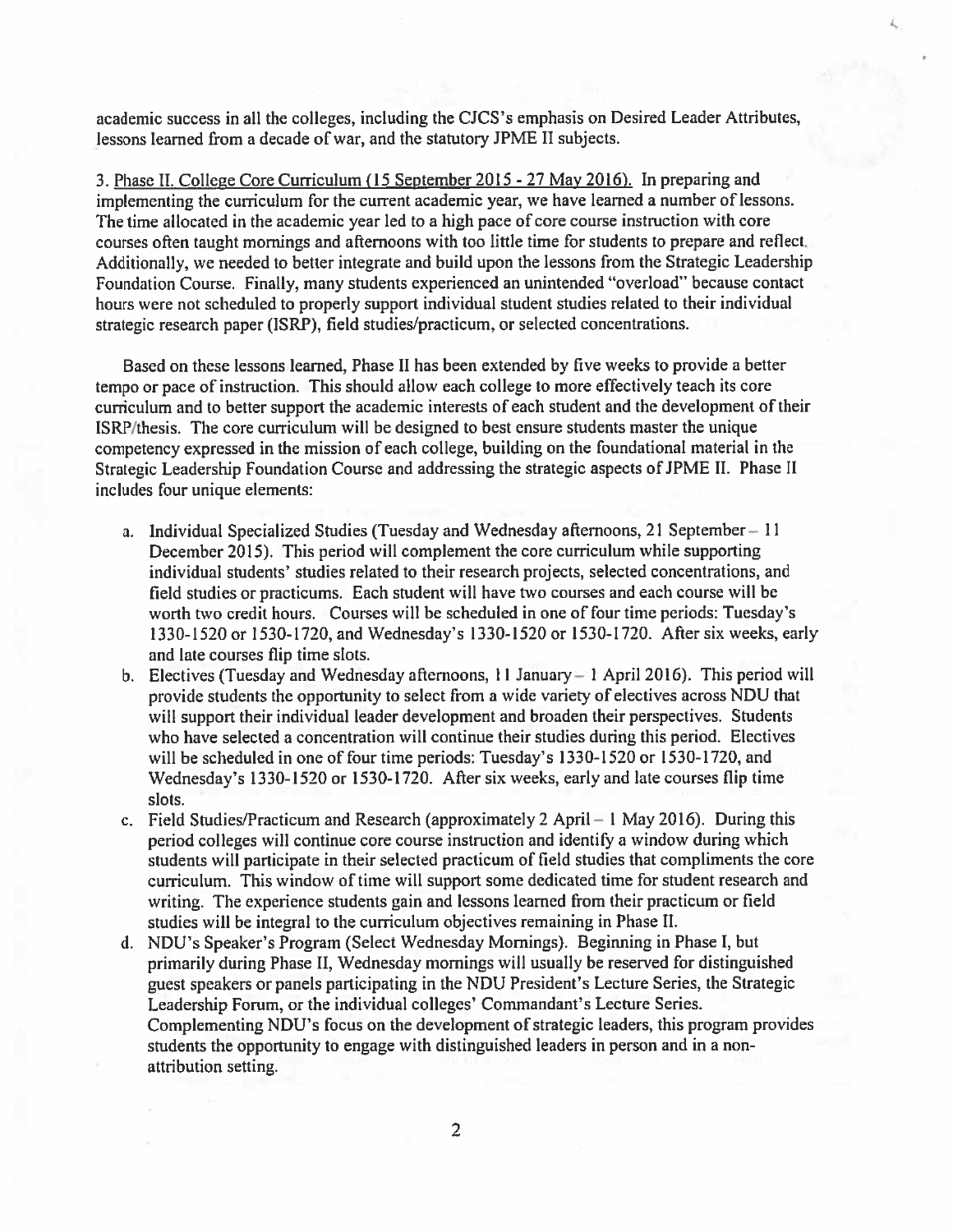academic success in all the colleges, including the CJCS's emphasis on Desired Leader Attributes, lessons learned from a decade of war, and the statutory JPME II subjects.

3. Phase II. College Core Curriculum (15 September 2015 - 27 May 2016). In preparing and implementing the curriculum for the current academic year, we have learned a number of lessons. The time allocated in the academic year led to a high pace of core course instruction with core courses often taught mornings and afternoons with too little time for students to prepare and reflect. Additionally, we needed to better integrate and build upon the lessons from the Strategic Leadership Foundation Course. Finally, many students experienced an unintended "overload" because contact hours were not scheduled to properly support individual student studies related to their individual strategic research paper (ISRP), field studies/practicum, or selected concentrations.

Based on these lessons learned, Phase II has been extended by five weeks to provide a better tempo or pace of instruction. This should allow each college to more effectively teach its core curriculum and to better support the academic interests of each student and the development of their ISRP/thesis. The core curriculum will be designed to best ensure students master the unique competency expressed in the mission of each college, building on the foundational material in the Strategic Leadership Foundation Course and addressing the strategic aspects of JPME II. Phase II includes four unique elements:

a. Individual Specialized Studies (Tuesday and Wednesday afternoons, 21 September – 11 December 2015). This period will complement the core curriculum while supporting individual students' studies related to their research projects, selected concentrations, and field studies or practicums. Each student will have two courses and each course will be worth two credit hours. Courses will be scheduled in one of four time periods: Tuesday's 1330-1520 or 1530-1720, and Wednesday's 1330-1520 or 1530-1720. After six weeks, early and late courses flip time slots.

b. Electives (Tuesday and Wednesday afternoons, 11 January – 1 April 2016). This period will provide students the opportunity to select from a wide variety of electives across NDU that will support their individual leader development and broaden their perspectives. Students who have selected a concentration will continue their studies during this period. Electives will be scheduled in one of four time periods: Tuesday's 1330-1520 or 1530-1720, and Wednesday's 1330-1520 or 1530-1720. After six weeks, early and late courses flip time slots.

c. Field Studies/Practicum and Research (approximately 2 April – 1 May 2016). During this period colleges will continue core course instruction and identify a window during which students will participate in their selected practicum of field studies that compliments the core curriculum. This window of time will support some dedicated time for student research and writing. The experience students gain and lessons learned from their practicum or field studies will be integral to the curriculum objectives remaining in Phase II.

d. NDU's Speaker's Program (Select Wednesday Mornings). Beginning in Phase I, but primarily during Phase II, Wednesday mornings will usually be reserved for distinguished guest speakers or panels participating in the NDU President's Lecture Series, the Strategic Leadership Forum, or the individual colleges' Commandant's Lecture Series. Complementing NDU's focus on the development of strategic leaders, this program provides students the opportunity to engage with distinguished leaders in person and in a non-attribution setting.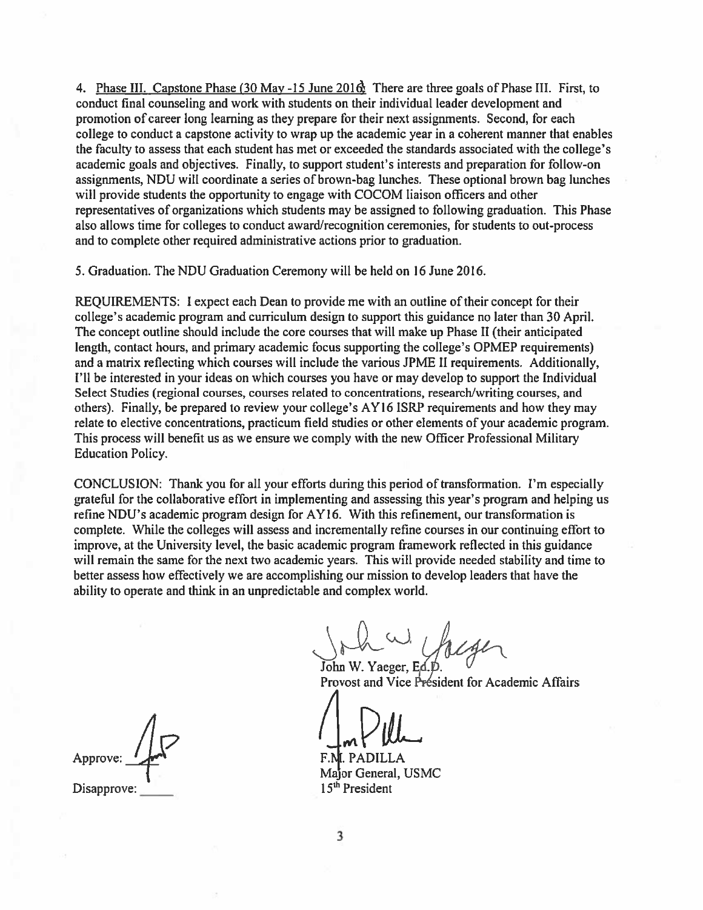4. <u>Phase III. Capstone Phase (30 May -15 June 2016)</u> There are three goals of Phase III. First, to conduct final counseling and work with students on their individual leader development and promotion of career long learning as they prepare for their next assignments. Second, for each college to conduct a capstone activity to wrap up the academic year in a coherent manner that enables the faculty to assess that each student has met or exceeded the standards associated with the college's academic goals and objectives. Finally, to support student's interests and preparation for follow-on assignments, NDU will coordinate a series of brown-bag lunches. These optional brown bag lunches will provide students the opportunity to engage with COCOM liaison officers and other representatives of organizations which students may be assigned to following graduation. This Phase also allows time for colleges to conduct award/recognition ceremonies, for students to out-process and to complete other required administrative actions prior to graduation.

5. Graduation. The NDU Graduation Ceremony will be held on 16 June 2016.

REQUIREMENTS: I expect each Dean to provide me with an outline of their concept for their college's academic program and curriculum design to support this guidance no later than 30 April. The concept outline should include the core courses that will make up Phase II (their anticipated length, contact hours, and primary academic focus supporting the college's OPMEP requirements) and a matrix reflecting which courses will include the various JPME II requirements. Additionally, I'll be interested in your ideas on which courses you have or may develop to support the Individual Select Studies (regional courses, courses related to concentrations, research/writing courses, and others). Finally, be prepared to review your college's AY16 ISRP requirements and how they may relate to elective concentrations, practicum field studies or other elements of your academic program. This process will benefit us as we ensure we comply with the new Officer Professional Military Education Policy.

CONCLUSION: Thank you for all your efforts during this period of transformation. I'm especially grateful for the collaborative effort in implementing and assessing this year's program and helping us refine NDU's academic program design for AY16. With this refinement, our transformation is complete. While the colleges will assess and incrementally refine courses in our continuing effort to improve, at the University level, the basic academic program framework reflected in this guidance will remain the same for the next two academic years. This will provide needed stability and time to better assess how effectively we are accomplishing our mission to develop leaders that have the ability to operate and think in an unpredictable and complex world.

John W. Yaeger, Ed.D.
Provost and Vice President for Academic Affairs

Approve: ____

Disapprove: ____

F.M. PADILLA
Major General, USMC
15th President